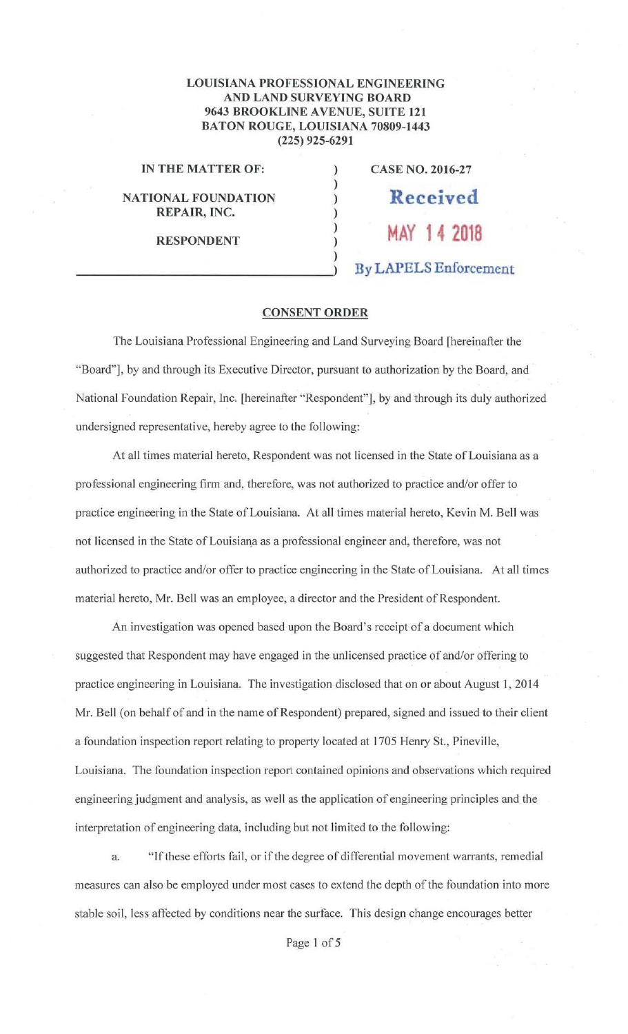**LOUISIANA PROFESSIONAL ENGINEERING AND LAND SURVEYING BOARD**
**9643 BROOKLINE AVENUE, SUITE 121**
**BATON ROUGE, LOUISIANA 70809-1443**
**(225) 925-6291**

| | | |
|---|---|---|
| **IN THE MATTER OF:** | ) | **CASE NO. 2016-27** |
| | ) | |
| **NATIONAL FOUNDATION REPAIR, INC.** | ) | Received |
| | ) | MAY 14 2018 |
| **RESPONDENT** | ) | By LAPELS Enforcement |

## CONSENT ORDER

The Louisiana Professional Engineering and Land Surveying Board [hereinafter the "Board"], by and through its Executive Director, pursuant to authorization by the Board, and National Foundation Repair, Inc. [hereinafter "Respondent"], by and through its duly authorized undersigned representative, hereby agree to the following:

At all times material hereto, Respondent was not licensed in the State of Louisiana as a professional engineering firm and, therefore, was not authorized to practice and/or offer to practice engineering in the State of Louisiana. At all times material hereto, Kevin M. Bell was not licensed in the State of Louisiana as a professional engineer and, therefore, was not authorized to practice and/or offer to practice engineering in the State of Louisiana. At all times material hereto, Mr. Bell was an employee, a director and the President of Respondent.

An investigation was opened based upon the Board's receipt of a document which suggested that Respondent may have engaged in the unlicensed practice of and/or offering to practice engineering in Louisiana. The investigation disclosed that on or about August 1, 2014 Mr. Bell (on behalf of and in the name of Respondent) prepared, signed and issued to their client a foundation inspection report relating to property located at 1705 Henry St., Pineville, Louisiana. The foundation inspection report contained opinions and observations which required engineering judgment and analysis, as well as the application of engineering principles and the interpretation of engineering data, including but not limited to the following:

a. "If these efforts fail, or if the degree of differential movement warrants, remedial measures can also be employed under most cases to extend the depth of the foundation into more stable soil, less affected by conditions near the surface. This design change encourages better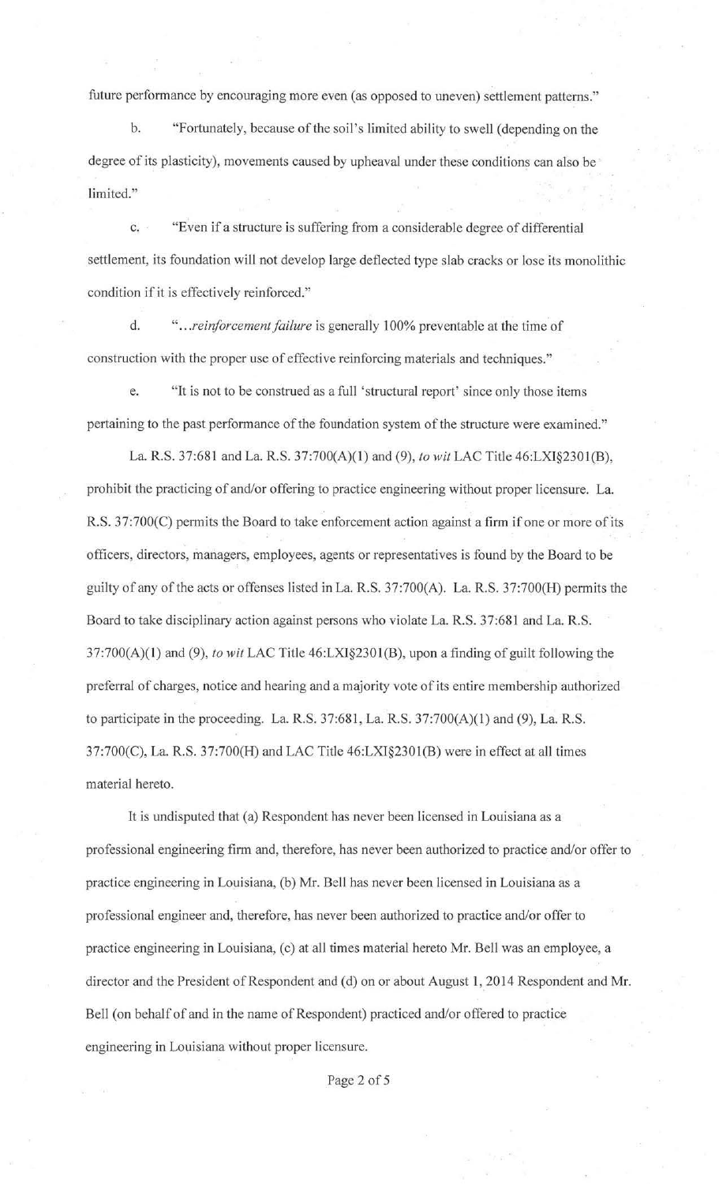future performance by encouraging more even (as opposed to uneven) settlement patterns."

b. "Fortunately, because of the soil's limited ability to swell (depending on the degree of its plasticity), movements caused by upheaval under these conditions can also be limited."

c. "Even if a structure is suffering from a considerable degree of differential settlement, its foundation will not develop large deflected type slab cracks or lose its monolithic condition if it is effectively reinforced."

d. "…*reinforcement failure* is generally 100% preventable at the time of construction with the proper use of effective reinforcing materials and techniques."

e. "It is not to be construed as a full 'structural report' since only those items pertaining to the past performance of the foundation system of the structure were examined."

La. R.S. 37:681 and La. R.S. 37:700(A)(1) and (9), *to wit* LAC Title 46:LXI§2301(B), prohibit the practicing of and/or offering to practice engineering without proper licensure. La. R.S. 37:700(C) permits the Board to take enforcement action against a firm if one or more of its officers, directors, managers, employees, agents or representatives is found by the Board to be guilty of any of the acts or offenses listed in La. R.S. 37:700(A). La. R.S. 37:700(H) permits the Board to take disciplinary action against persons who violate La. R.S. 37:681 and La. R.S. 37:700(A)(1) and (9), *to wit* LAC Title 46:LXI§2301(B), upon a finding of guilt following the preferral of charges, notice and hearing and a majority vote of its entire membership authorized to participate in the proceeding. La. R.S. 37:681, La. R.S. 37:700(A)(1) and (9), La. R.S. 37:700(C), La. R.S. 37:700(H) and LAC Title 46:LXI§2301(B) were in effect at all times material hereto.

It is undisputed that (a) Respondent has never been licensed in Louisiana as a professional engineering firm and, therefore, has never been authorized to practice and/or offer to practice engineering in Louisiana, (b) Mr. Bell has never been licensed in Louisiana as a professional engineer and, therefore, has never been authorized to practice and/or offer to practice engineering in Louisiana, (c) at all times material hereto Mr. Bell was an employee, a director and the President of Respondent and (d) on or about August 1, 2014 Respondent and Mr. Bell (on behalf of and in the name of Respondent) practiced and/or offered to practice engineering in Louisiana without proper licensure.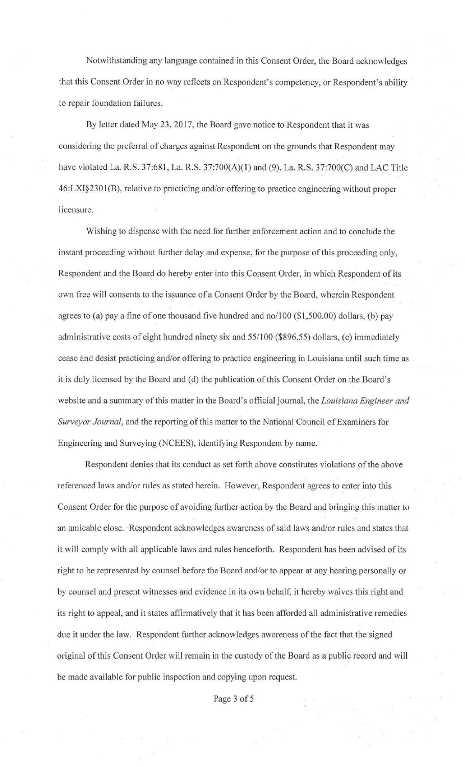Notwithstanding any language contained in this Consent Order, the Board acknowledges that this Consent Order in no way reflects on Respondent's competency, or Respondent's ability to repair foundation failures.

By letter dated May 23, 2017, the Board gave notice to Respondent that it was considering the preferral of charges against Respondent on the grounds that Respondent may have violated La. R.S. 37:681, La. R.S. 37:700(A)(1) and (9), La. R.S. 37:700(C) and LAC Title 46:LXI§2301(B), relative to practicing and/or offering to practice engineering without proper licensure.

Wishing to dispense with the need for further enforcement action and to conclude the instant proceeding without further delay and expense, for the purpose of this proceeding only, Respondent and the Board do hereby enter into this Consent Order, in which Respondent of its own free will consents to the issuance of a Consent Order by the Board, wherein Respondent agrees to (a) pay a fine of one thousand five hundred and no/100 ($1,500.00) dollars, (b) pay administrative costs of eight hundred ninety six and 55/100 ($896.55) dollars, (c) immediately cease and desist practicing and/or offering to practice engineering in Louisiana until such time as it is duly licensed by the Board and (d) the publication of this Consent Order on the Board's website and a summary of this matter in the Board's official journal, the *Louisiana Engineer and Surveyor Journal*, and the reporting of this matter to the National Council of Examiners for Engineering and Surveying (NCEES), identifying Respondent by name.

Respondent denies that its conduct as set forth above constitutes violations of the above referenced laws and/or rules as stated herein. However, Respondent agrees to enter into this Consent Order for the purpose of avoiding further action by the Board and bringing this matter to an amicable close. Respondent acknowledges awareness of said laws and/or rules and states that it will comply with all applicable laws and rules henceforth. Respondent has been advised of its right to be represented by counsel before the Board and/or to appear at any hearing personally or by counsel and present witnesses and evidence in its own behalf, it hereby waives this right and its right to appeal, and it states affirmatively that it has been afforded all administrative remedies due it under the law. Respondent further acknowledges awareness of the fact that the signed original of this Consent Order will remain in the custody of the Board as a public record and will be made available for public inspection and copying upon request.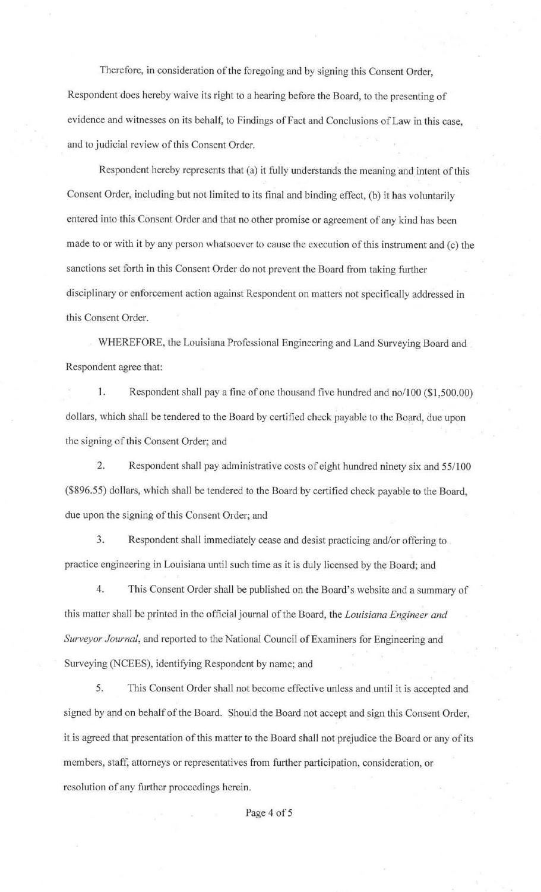Therefore, in consideration of the foregoing and by signing this Consent Order, Respondent does hereby waive its right to a hearing before the Board, to the presenting of evidence and witnesses on its behalf, to Findings of Fact and Conclusions of Law in this case, and to judicial review of this Consent Order.

Respondent hereby represents that (a) it fully understands the meaning and intent of this Consent Order, including but not limited to its final and binding effect, (b) it has voluntarily entered into this Consent Order and that no other promise or agreement of any kind has been made to or with it by any person whatsoever to cause the execution of this instrument and (c) the sanctions set forth in this Consent Order do not prevent the Board from taking further disciplinary or enforcement action against Respondent on matters not specifically addressed in this Consent Order.

WHEREFORE, the Louisiana Professional Engineering and Land Surveying Board and Respondent agree that:

1. Respondent shall pay a fine of one thousand five hundred and no/100 ($1,500.00) dollars, which shall be tendered to the Board by certified check payable to the Board, due upon the signing of this Consent Order; and

2. Respondent shall pay administrative costs of eight hundred ninety six and 55/100 ($896.55) dollars, which shall be tendered to the Board by certified check payable to the Board, due upon the signing of this Consent Order; and

3. Respondent shall immediately cease and desist practicing and/or offering to practice engineering in Louisiana until such time as it is duly licensed by the Board; and

4. This Consent Order shall be published on the Board's website and a summary of this matter shall be printed in the official journal of the Board, the *Louisiana Engineer and Surveyor Journal*, and reported to the National Council of Examiners for Engineering and Surveying (NCEES), identifying Respondent by name; and

5. This Consent Order shall not become effective unless and until it is accepted and signed by and on behalf of the Board. Should the Board not accept and sign this Consent Order, it is agreed that presentation of this matter to the Board shall not prejudice the Board or any of its members, staff, attorneys or representatives from further participation, consideration, or resolution of any further proceedings herein.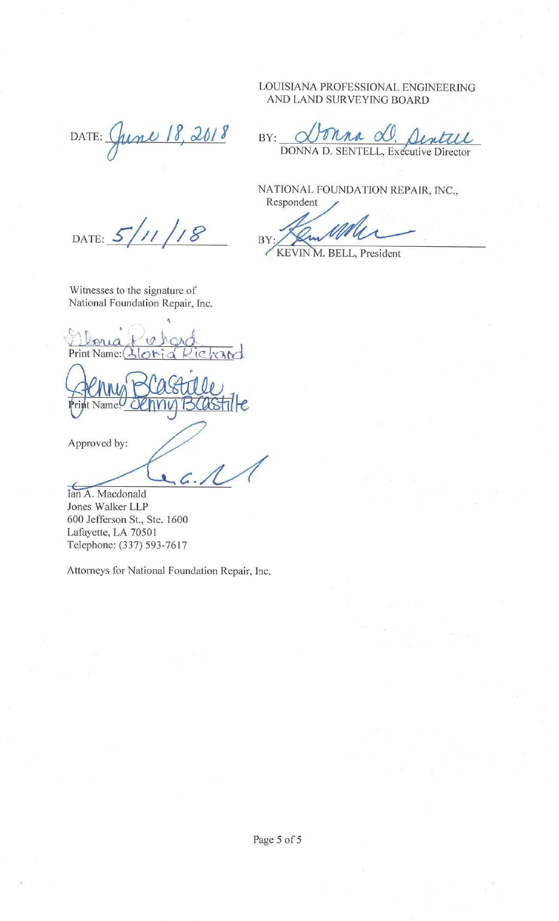LOUISIANA PROFESSIONAL ENGINEERING AND LAND SURVEYING BOARD

DATE: June 18, 2018

BY: Donna D. Sentell
DONNA D. SENTELL, Executive Director

NATIONAL FOUNDATION REPAIR, INC.,
Respondent

DATE: 5/11/18

BY: 
KEVIN M. BELL, President

Witnesses to the signature of National Foundation Repair, Inc.

Gloria Richard
Print Name: Gloria Richard

Jenny Bcastille
Print Name: Jenny Bcastille

Approved by:

Ian A. Macdonald
Jones Walker LLP
600 Jefferson St., Ste. 1600
Lafayette, LA 70501
Telephone: (337) 593-7617

Attorneys for National Foundation Repair, Inc.